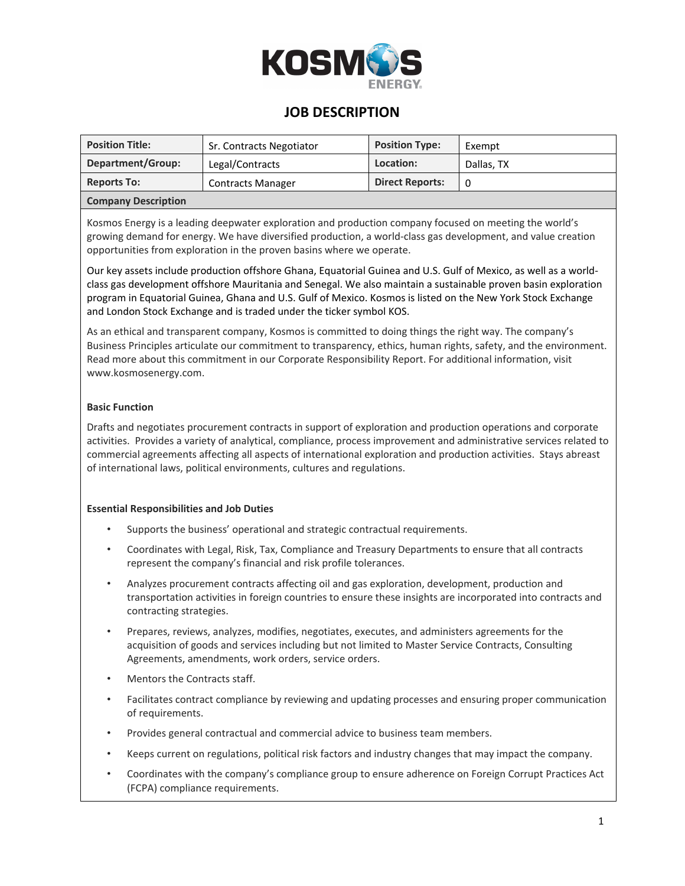# JOB DESCRIPTION

| Position Title: | Sr. Contracts Negotiator | Position Type: | Exempt |
|---|---|---|---|
| Department/Group: | Legal/Contracts | Location: | Dallas, TX |
| Reports To: | Contracts Manager | Direct Reports: | 0 |

**Company Description**

Kosmos Energy is a leading deepwater exploration and production company focused on meeting the world's growing demand for energy. We have diversified production, a world-class gas development, and value creation opportunities from exploration in the proven basins where we operate.

Our key assets include production offshore Ghana, Equatorial Guinea and U.S. Gulf of Mexico, as well as a world-class gas development offshore Mauritania and Senegal. We also maintain a sustainable proven basin exploration program in Equatorial Guinea, Ghana and U.S. Gulf of Mexico. Kosmos is listed on the New York Stock Exchange and London Stock Exchange and is traded under the ticker symbol KOS.

As an ethical and transparent company, Kosmos is committed to doing things the right way. The company's Business Principles articulate our commitment to transparency, ethics, human rights, safety, and the environment. Read more about this commitment in our Corporate Responsibility Report. For additional information, visit www.kosmosenergy.com.

**Basic Function**

Drafts and negotiates procurement contracts in support of exploration and production operations and corporate activities. Provides a variety of analytical, compliance, process improvement and administrative services related to commercial agreements affecting all aspects of international exploration and production activities. Stays abreast of international laws, political environments, cultures and regulations.

**Essential Responsibilities and Job Duties**

- Supports the business' operational and strategic contractual requirements.
- Coordinates with Legal, Risk, Tax, Compliance and Treasury Departments to ensure that all contracts represent the company's financial and risk profile tolerances.
- Analyzes procurement contracts affecting oil and gas exploration, development, production and transportation activities in foreign countries to ensure these insights are incorporated into contracts and contracting strategies.
- Prepares, reviews, analyzes, modifies, negotiates, executes, and administers agreements for the acquisition of goods and services including but not limited to Master Service Contracts, Consulting Agreements, amendments, work orders, service orders.
- Mentors the Contracts staff.
- Facilitates contract compliance by reviewing and updating processes and ensuring proper communication of requirements.
- Provides general contractual and commercial advice to business team members.
- Keeps current on regulations, political risk factors and industry changes that may impact the company.
- Coordinates with the company's compliance group to ensure adherence on Foreign Corrupt Practices Act (FCPA) compliance requirements.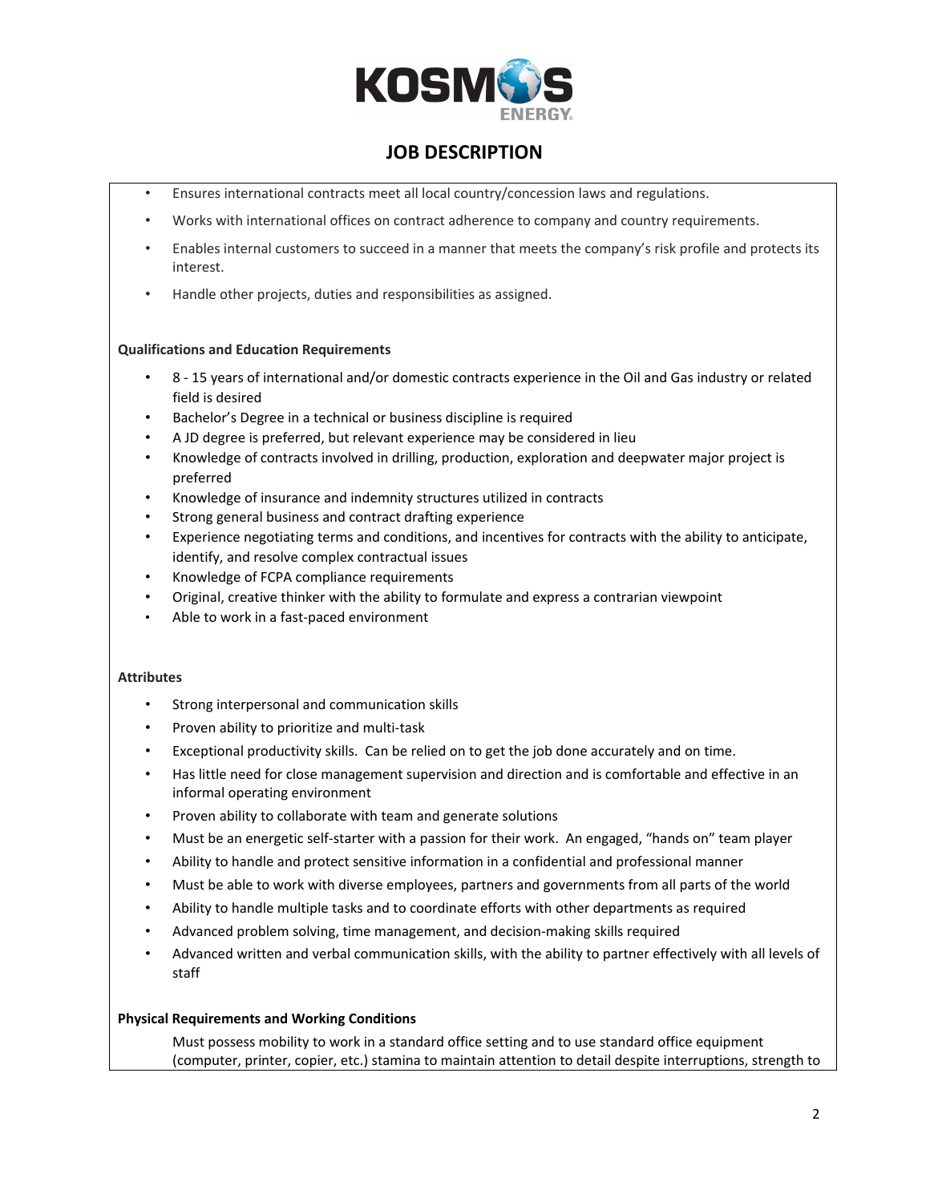## JOB DESCRIPTION

- Ensures international contracts meet all local country/concession laws and regulations.
- Works with international offices on contract adherence to company and country requirements.
- Enables internal customers to succeed in a manner that meets the company's risk profile and protects its interest.
- Handle other projects, duties and responsibilities as assigned.

**Qualifications and Education Requirements**

- 8 - 15 years of international and/or domestic contracts experience in the Oil and Gas industry or related field is desired
- Bachelor's Degree in a technical or business discipline is required
- A JD degree is preferred, but relevant experience may be considered in lieu
- Knowledge of contracts involved in drilling, production, exploration and deepwater major project is preferred
- Knowledge of insurance and indemnity structures utilized in contracts
- Strong general business and contract drafting experience
- Experience negotiating terms and conditions, and incentives for contracts with the ability to anticipate, identify, and resolve complex contractual issues
- Knowledge of FCPA compliance requirements
- Original, creative thinker with the ability to formulate and express a contrarian viewpoint
- Able to work in a fast-paced environment

**Attributes**

- Strong interpersonal and communication skills
- Proven ability to prioritize and multi-task
- Exceptional productivity skills. Can be relied on to get the job done accurately and on time.
- Has little need for close management supervision and direction and is comfortable and effective in an informal operating environment
- Proven ability to collaborate with team and generate solutions
- Must be an energetic self-starter with a passion for their work. An engaged, "hands on" team player
- Ability to handle and protect sensitive information in a confidential and professional manner
- Must be able to work with diverse employees, partners and governments from all parts of the world
- Ability to handle multiple tasks and to coordinate efforts with other departments as required
- Advanced problem solving, time management, and decision-making skills required
- Advanced written and verbal communication skills, with the ability to partner effectively with all levels of staff

**Physical Requirements and Working Conditions**

Must possess mobility to work in a standard office setting and to use standard office equipment (computer, printer, copier, etc.) stamina to maintain attention to detail despite interruptions, strength to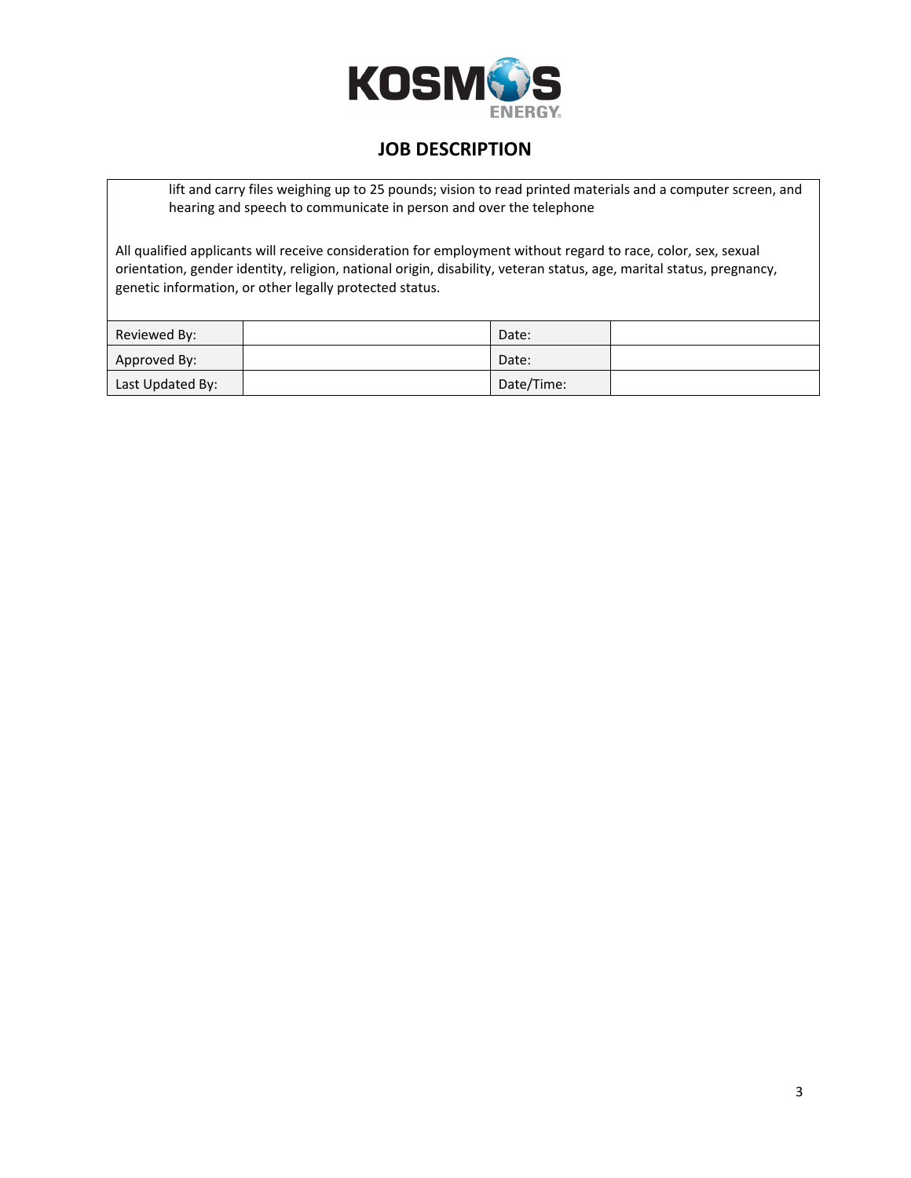# JOB DESCRIPTION

lift and carry files weighing up to 25 pounds; vision to read printed materials and a computer screen, and hearing and speech to communicate in person and over the telephone

All qualified applicants will receive consideration for employment without regard to race, color, sex, sexual orientation, gender identity, religion, national origin, disability, veteran status, age, marital status, pregnancy, genetic information, or other legally protected status.

| | | | |
|---|---|---|---|
| Reviewed By: | | Date: | |
| Approved By: | | Date: | |
| Last Updated By: | | Date/Time: | |